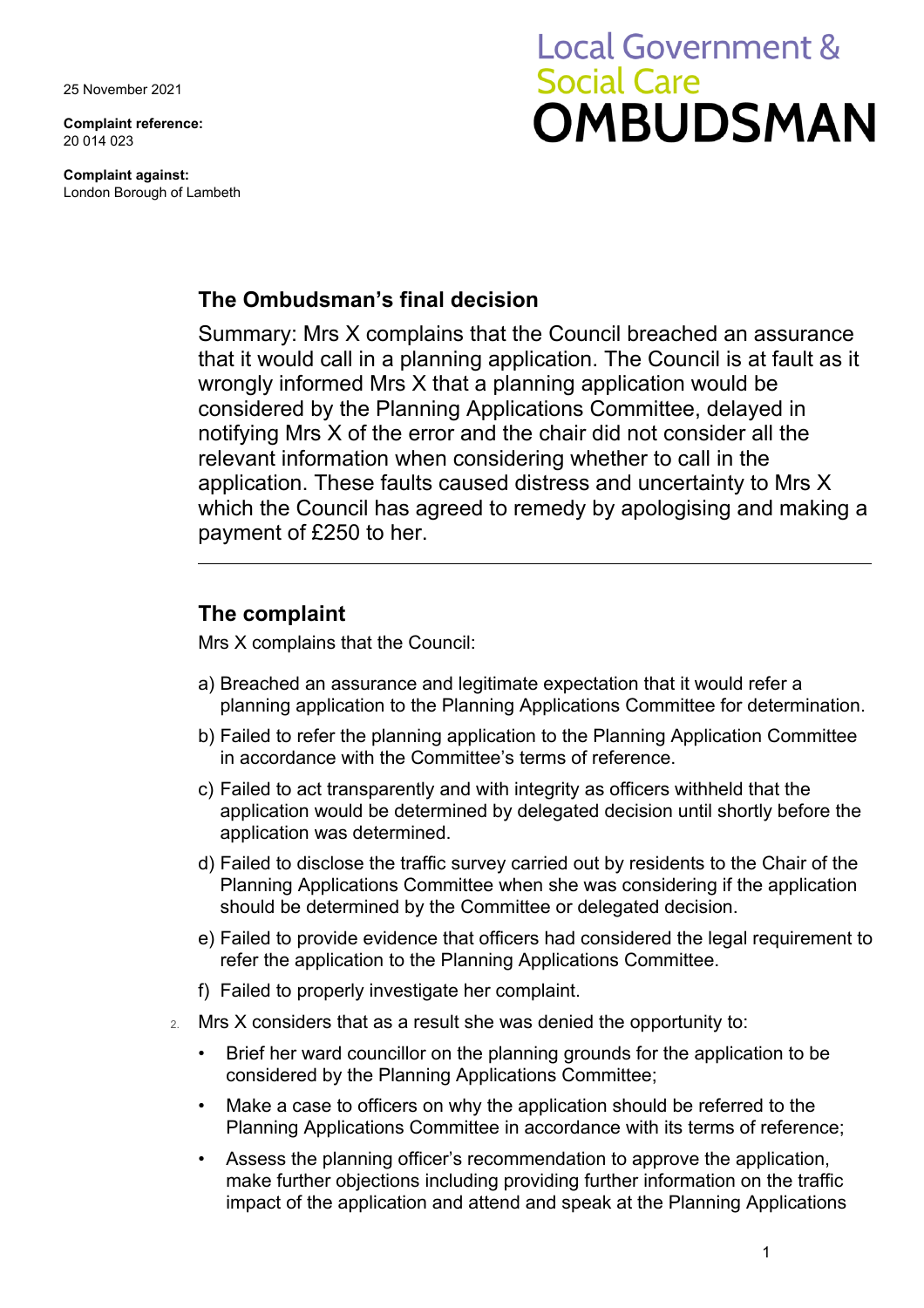25 November 2021

**Complaint reference:**
20 014 023

**Complaint against:**
London Borough of Lambeth

Local Government & Social Care
OMBUDSMAN

## The Ombudsman's final decision

Summary: Mrs X complains that the Council breached an assurance that it would call in a planning application. The Council is at fault as it wrongly informed Mrs X that a planning application would be considered by the Planning Applications Committee, delayed in notifying Mrs X of the error and the chair did not consider all the relevant information when considering whether to call in the application. These faults caused distress and uncertainty to Mrs X which the Council has agreed to remedy by apologising and making a payment of £250 to her.

---

## The complaint

Mrs X complains that the Council:

a) Breached an assurance and legitimate expectation that it would refer a planning application to the Planning Applications Committee for determination.

b) Failed to refer the planning application to the Planning Application Committee in accordance with the Committee's terms of reference.

c) Failed to act transparently and with integrity as officers withheld that the application would be determined by delegated decision until shortly before the application was determined.

d) Failed to disclose the traffic survey carried out by residents to the Chair of the Planning Applications Committee when she was considering if the application should be determined by the Committee or delegated decision.

e) Failed to provide evidence that officers had considered the legal requirement to refer the application to the Planning Applications Committee.

f) Failed to properly investigate her complaint.

2. Mrs X considers that as a result she was denied the opportunity to:

- Brief her ward councillor on the planning grounds for the application to be considered by the Planning Applications Committee;
- Make a case to officers on why the application should be referred to the Planning Applications Committee in accordance with its terms of reference;
- Assess the planning officer's recommendation to approve the application, make further objections including providing further information on the traffic impact of the application and attend and speak at the Planning Applications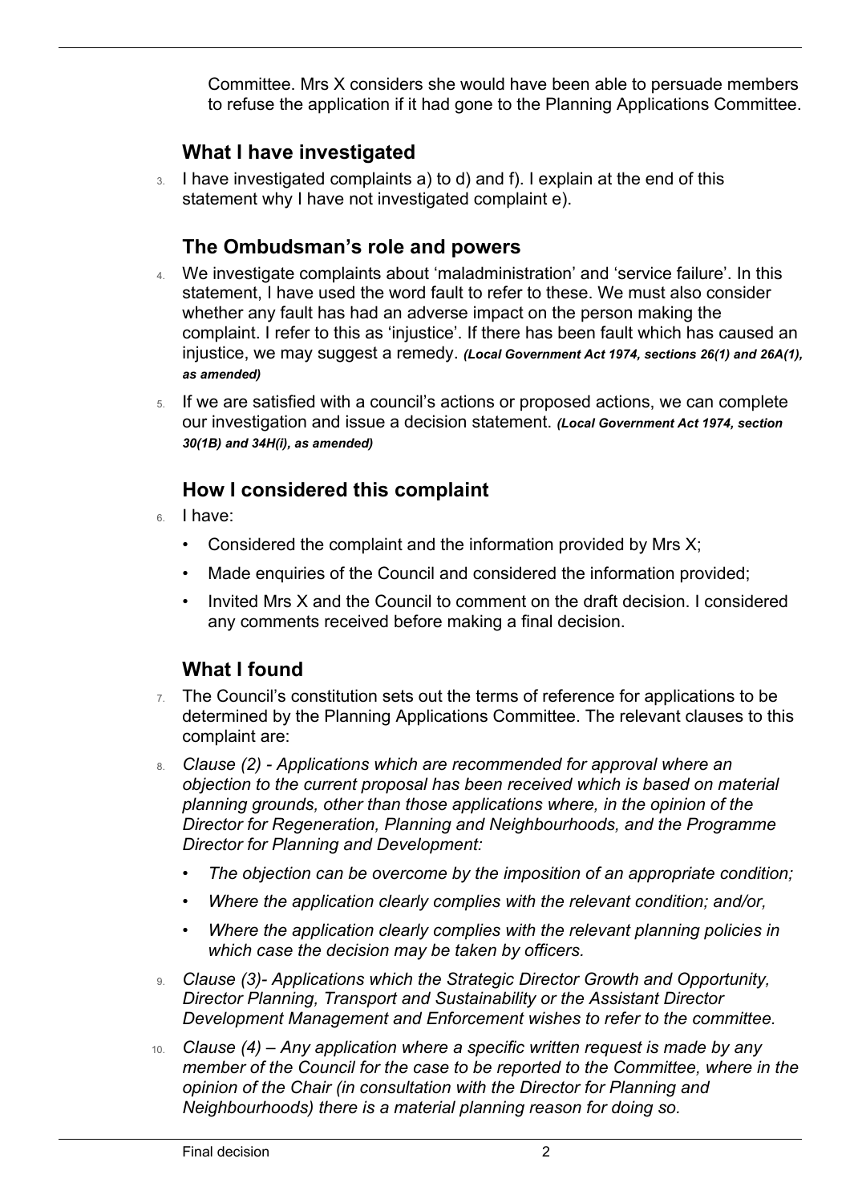Committee. Mrs X considers she would have been able to persuade members to refuse the application if it had gone to the Planning Applications Committee.

## What I have investigated

3. I have investigated complaints a) to d) and f). I explain at the end of this statement why I have not investigated complaint e).

## The Ombudsman's role and powers

4. We investigate complaints about 'maladministration' and 'service failure'. In this statement, I have used the word fault to refer to these. We must also consider whether any fault has had an adverse impact on the person making the complaint. I refer to this as 'injustice'. If there has been fault which has caused an injustice, we may suggest a remedy. ***(Local Government Act 1974, sections 26(1) and 26A(1), as amended)***

5. If we are satisfied with a council's actions or proposed actions, we can complete our investigation and issue a decision statement. ***(Local Government Act 1974, section 30(1B) and 34H(i), as amended)***

## How I considered this complaint

6. I have:
   - Considered the complaint and the information provided by Mrs X;
   - Made enquiries of the Council and considered the information provided;
   - Invited Mrs X and the Council to comment on the draft decision. I considered any comments received before making a final decision.

## What I found

7. The Council's constitution sets out the terms of reference for applications to be determined by the Planning Applications Committee. The relevant clauses to this complaint are:

8. *Clause (2) - Applications which are recommended for approval where an objection to the current proposal has been received which is based on material planning grounds, other than those applications where, in the opinion of the Director for Regeneration, Planning and Neighbourhoods, and the Programme Director for Planning and Development:*
   - *The objection can be overcome by the imposition of an appropriate condition;*
   - *Where the application clearly complies with the relevant condition; and/or,*
   - *Where the application clearly complies with the relevant planning policies in which case the decision may be taken by officers.*

9. *Clause (3)- Applications which the Strategic Director Growth and Opportunity, Director Planning, Transport and Sustainability or the Assistant Director Development Management and Enforcement wishes to refer to the committee.*

10. *Clause (4) – Any application where a specific written request is made by any member of the Council for the case to be reported to the Committee, where in the opinion of the Chair (in consultation with the Director for Planning and Neighbourhoods) there is a material planning reason for doing so.*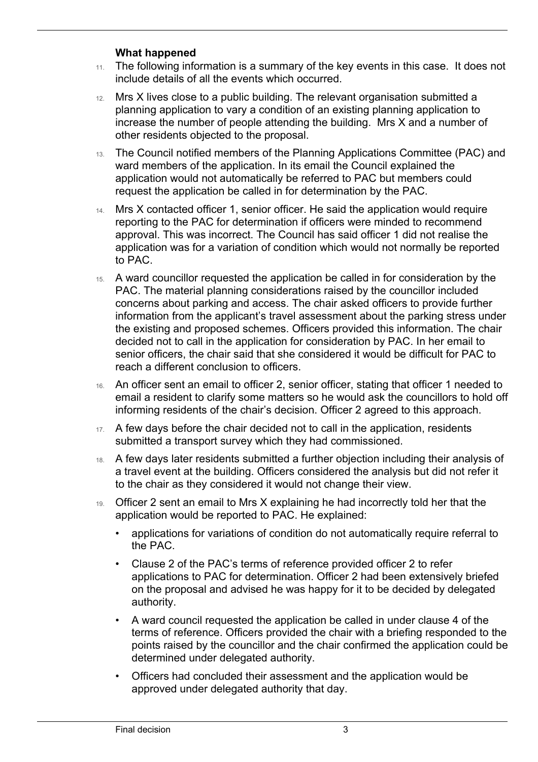### What happened

11. The following information is a summary of the key events in this case. It does not include details of all the events which occurred.

12. Mrs X lives close to a public building. The relevant organisation submitted a planning application to vary a condition of an existing planning application to increase the number of people attending the building. Mrs X and a number of other residents objected to the proposal.

13. The Council notified members of the Planning Applications Committee (PAC) and ward members of the application. In its email the Council explained the application would not automatically be referred to PAC but members could request the application be called in for determination by the PAC.

14. Mrs X contacted officer 1, senior officer. He said the application would require reporting to the PAC for determination if officers were minded to recommend approval. This was incorrect. The Council has said officer 1 did not realise the application was for a variation of condition which would not normally be reported to PAC.

15. A ward councillor requested the application be called in for consideration by the PAC. The material planning considerations raised by the councillor included concerns about parking and access. The chair asked officers to provide further information from the applicant's travel assessment about the parking stress under the existing and proposed schemes. Officers provided this information. The chair decided not to call in the application for consideration by PAC. In her email to senior officers, the chair said that she considered it would be difficult for PAC to reach a different conclusion to officers.

16. An officer sent an email to officer 2, senior officer, stating that officer 1 needed to email a resident to clarify some matters so he would ask the councillors to hold off informing residents of the chair's decision. Officer 2 agreed to this approach.

17. A few days before the chair decided not to call in the application, residents submitted a transport survey which they had commissioned.

18. A few days later residents submitted a further objection including their analysis of a travel event at the building. Officers considered the analysis but did not refer it to the chair as they considered it would not change their view.

19. Officer 2 sent an email to Mrs X explaining he had incorrectly told her that the application would be reported to PAC. He explained:
    - applications for variations of condition do not automatically require referral to the PAC.
    - Clause 2 of the PAC's terms of reference provided officer 2 to refer applications to PAC for determination. Officer 2 had been extensively briefed on the proposal and advised he was happy for it to be decided by delegated authority.
    - A ward council requested the application be called in under clause 4 of the terms of reference. Officers provided the chair with a briefing responded to the points raised by the councillor and the chair confirmed the application could be determined under delegated authority.
    - Officers had concluded their assessment and the application would be approved under delegated authority that day.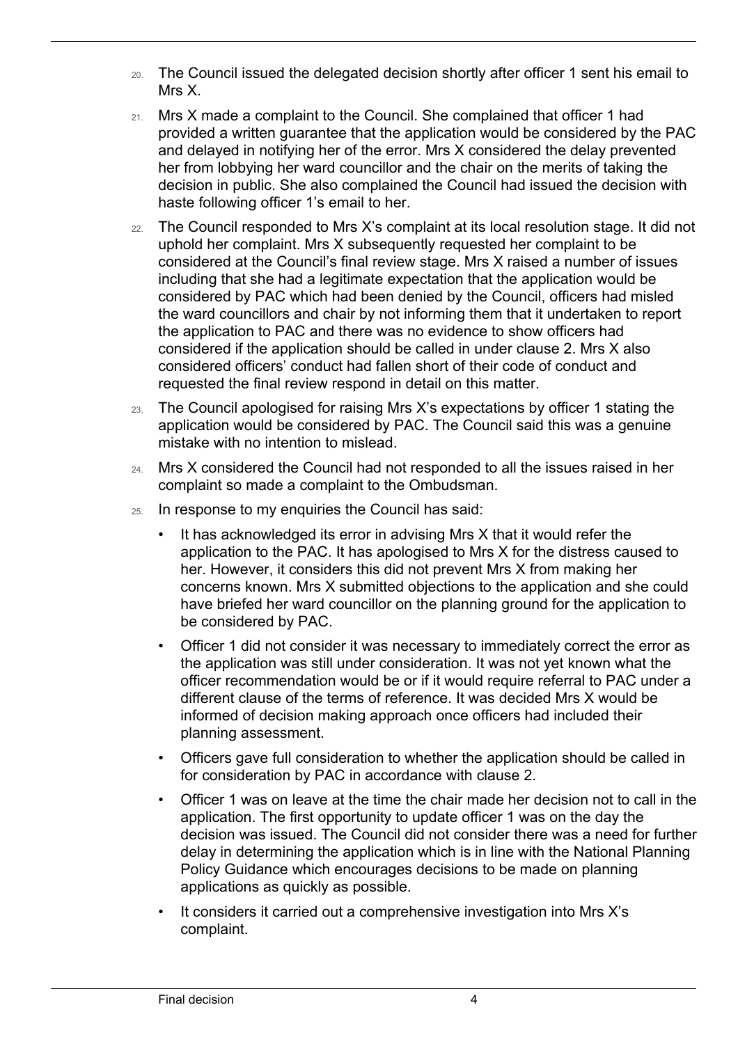20. The Council issued the delegated decision shortly after officer 1 sent his email to Mrs X.

21. Mrs X made a complaint to the Council. She complained that officer 1 had provided a written guarantee that the application would be considered by the PAC and delayed in notifying her of the error. Mrs X considered the delay prevented her from lobbying her ward councillor and the chair on the merits of taking the decision in public. She also complained the Council had issued the decision with haste following officer 1's email to her.

22. The Council responded to Mrs X's complaint at its local resolution stage. It did not uphold her complaint. Mrs X subsequently requested her complaint to be considered at the Council's final review stage. Mrs X raised a number of issues including that she had a legitimate expectation that the application would be considered by PAC which had been denied by the Council, officers had misled the ward councillors and chair by not informing them that it undertaken to report the application to PAC and there was no evidence to show officers had considered if the application should be called in under clause 2. Mrs X also considered officers' conduct had fallen short of their code of conduct and requested the final review respond in detail on this matter.

23. The Council apologised for raising Mrs X's expectations by officer 1 stating the application would be considered by PAC. The Council said this was a genuine mistake with no intention to mislead.

24. Mrs X considered the Council had not responded to all the issues raised in her complaint so made a complaint to the Ombudsman.

25. In response to my enquiries the Council has said:
    - It has acknowledged its error in advising Mrs X that it would refer the application to the PAC. It has apologised to Mrs X for the distress caused to her. However, it considers this did not prevent Mrs X from making her concerns known. Mrs X submitted objections to the application and she could have briefed her ward councillor on the planning ground for the application to be considered by PAC.
    - Officer 1 did not consider it was necessary to immediately correct the error as the application was still under consideration. It was not yet known what the officer recommendation would be or if it would require referral to PAC under a different clause of the terms of reference. It was decided Mrs X would be informed of decision making approach once officers had included their planning assessment.
    - Officers gave full consideration to whether the application should be called in for consideration by PAC in accordance with clause 2.
    - Officer 1 was on leave at the time the chair made her decision not to call in the application. The first opportunity to update officer 1 was on the day the decision was issued. The Council did not consider there was a need for further delay in determining the application which is in line with the National Planning Policy Guidance which encourages decisions to be made on planning applications as quickly as possible.
    - It considers it carried out a comprehensive investigation into Mrs X's complaint.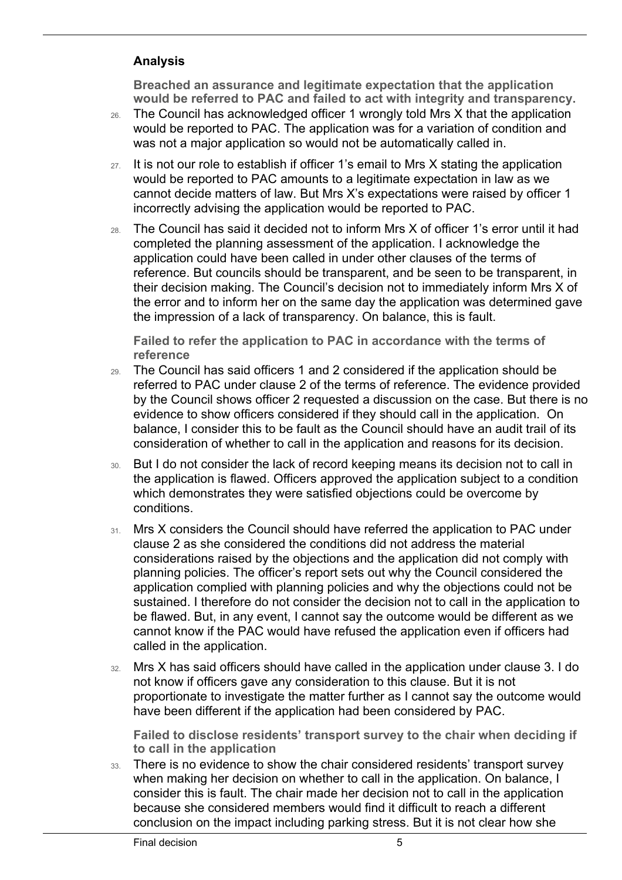## Analysis

**Breached an assurance and legitimate expectation that the application would be referred to PAC and failed to act with integrity and transparency.**

26. The Council has acknowledged officer 1 wrongly told Mrs X that the application would be reported to PAC. The application was for a variation of condition and was not a major application so would not be automatically called in.

27. It is not our role to establish if officer 1's email to Mrs X stating the application would be reported to PAC amounts to a legitimate expectation in law as we cannot decide matters of law. But Mrs X's expectations were raised by officer 1 incorrectly advising the application would be reported to PAC.

28. The Council has said it decided not to inform Mrs X of officer 1's error until it had completed the planning assessment of the application. I acknowledge the application could have been called in under other clauses of the terms of reference. But councils should be transparent, and be seen to be transparent, in their decision making. The Council's decision not to immediately inform Mrs X of the error and to inform her on the same day the application was determined gave the impression of a lack of transparency. On balance, this is fault.

**Failed to refer the application to PAC in accordance with the terms of reference**

29. The Council has said officers 1 and 2 considered if the application should be referred to PAC under clause 2 of the terms of reference. The evidence provided by the Council shows officer 2 requested a discussion on the case. But there is no evidence to show officers considered if they should call in the application. On balance, I consider this to be fault as the Council should have an audit trail of its consideration of whether to call in the application and reasons for its decision.

30. But I do not consider the lack of record keeping means its decision not to call in the application is flawed. Officers approved the application subject to a condition which demonstrates they were satisfied objections could be overcome by conditions.

31. Mrs X considers the Council should have referred the application to PAC under clause 2 as she considered the conditions did not address the material considerations raised by the objections and the application did not comply with planning policies. The officer's report sets out why the Council considered the application complied with planning policies and why the objections could not be sustained. I therefore do not consider the decision not to call in the application to be flawed. But, in any event, I cannot say the outcome would be different as we cannot know if the PAC would have refused the application even if officers had called in the application.

32. Mrs X has said officers should have called in the application under clause 3. I do not know if officers gave any consideration to this clause. But it is not proportionate to investigate the matter further as I cannot say the outcome would have been different if the application had been considered by PAC.

**Failed to disclose residents' transport survey to the chair when deciding if to call in the application**

33. There is no evidence to show the chair considered residents' transport survey when making her decision on whether to call in the application. On balance, I consider this is fault. The chair made her decision not to call in the application because she considered members would find it difficult to reach a different conclusion on the impact including parking stress. But it is not clear how she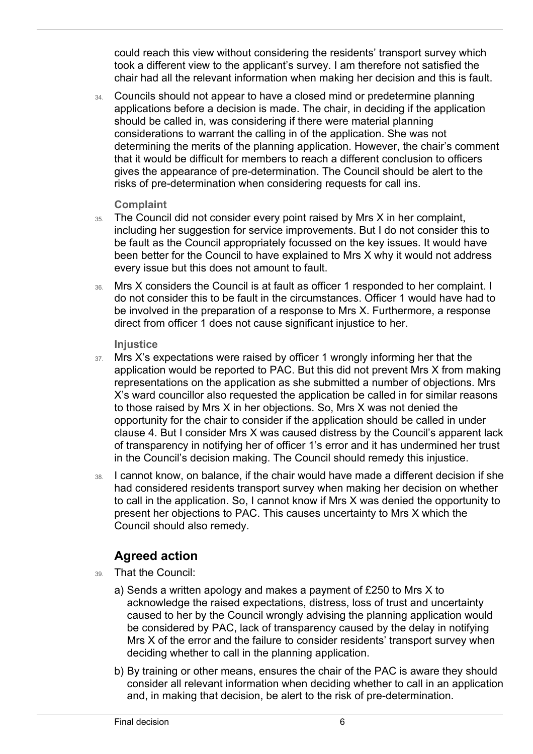could reach this view without considering the residents' transport survey which took a different view to the applicant's survey. I am therefore not satisfied the chair had all the relevant information when making her decision and this is fault.

34. Councils should not appear to have a closed mind or predetermine planning applications before a decision is made. The chair, in deciding if the application should be called in, was considering if there were material planning considerations to warrant the calling in of the application. She was not determining the merits of the planning application. However, the chair's comment that it would be difficult for members to reach a different conclusion to officers gives the appearance of pre-determination. The Council should be alert to the risks of pre-determination when considering requests for call ins.

### Complaint

35. The Council did not consider every point raised by Mrs X in her complaint, including her suggestion for service improvements. But I do not consider this to be fault as the Council appropriately focussed on the key issues. It would have been better for the Council to have explained to Mrs X why it would not address every issue but this does not amount to fault.

36. Mrs X considers the Council is at fault as officer 1 responded to her complaint. I do not consider this to be fault in the circumstances. Officer 1 would have had to be involved in the preparation of a response to Mrs X. Furthermore, a response direct from officer 1 does not cause significant injustice to her.

### Injustice

37. Mrs X's expectations were raised by officer 1 wrongly informing her that the application would be reported to PAC. But this did not prevent Mrs X from making representations on the application as she submitted a number of objections. Mrs X's ward councillor also requested the application be called in for similar reasons to those raised by Mrs X in her objections. So, Mrs X was not denied the opportunity for the chair to consider if the application should be called in under clause 4. But I consider Mrs X was caused distress by the Council's apparent lack of transparency in notifying her of officer 1's error and it has undermined her trust in the Council's decision making. The Council should remedy this injustice.

38. I cannot know, on balance, if the chair would have made a different decision if she had considered residents transport survey when making her decision on whether to call in the application. So, I cannot know if Mrs X was denied the opportunity to present her objections to PAC. This causes uncertainty to Mrs X which the Council should also remedy.

## Agreed action

39. That the Council:

   a) Sends a written apology and makes a payment of £250 to Mrs X to acknowledge the raised expectations, distress, loss of trust and uncertainty caused to her by the Council wrongly advising the planning application would be considered by PAC, lack of transparency caused by the delay in notifying Mrs X of the error and the failure to consider residents' transport survey when deciding whether to call in the planning application.

   b) By training or other means, ensures the chair of the PAC is aware they should consider all relevant information when deciding whether to call in an application and, in making that decision, be alert to the risk of pre-determination.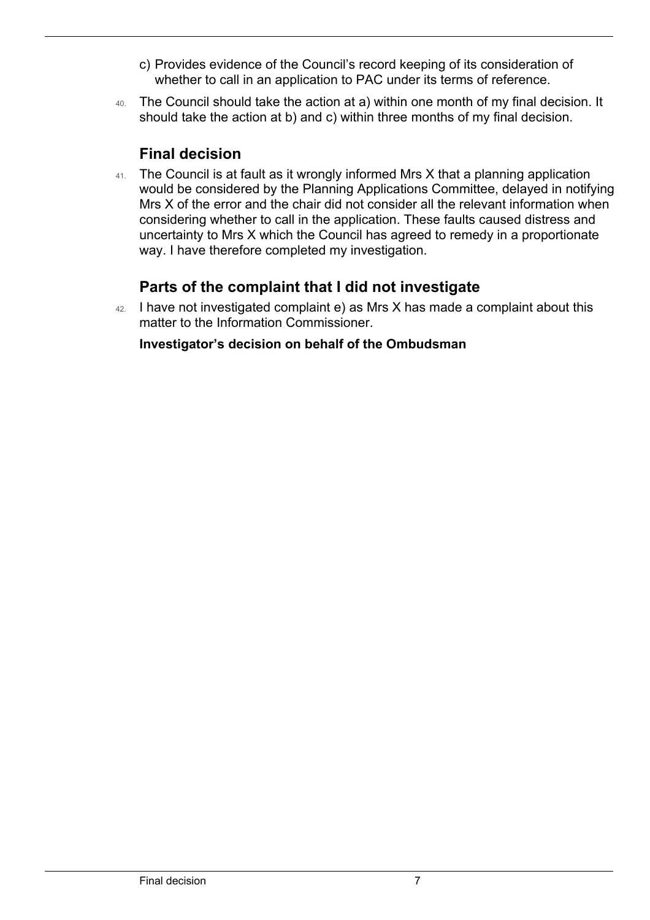c) Provides evidence of the Council's record keeping of its consideration of whether to call in an application to PAC under its terms of reference.

40. The Council should take the action at a) within one month of my final decision. It should take the action at b) and c) within three months of my final decision.

## Final decision

41. The Council is at fault as it wrongly informed Mrs X that a planning application would be considered by the Planning Applications Committee, delayed in notifying Mrs X of the error and the chair did not consider all the relevant information when considering whether to call in the application. These faults caused distress and uncertainty to Mrs X which the Council has agreed to remedy in a proportionate way. I have therefore completed my investigation.

## Parts of the complaint that I did not investigate

42. I have not investigated complaint e) as Mrs X has made a complaint about this matter to the Information Commissioner.

**Investigator's decision on behalf of the Ombudsman**